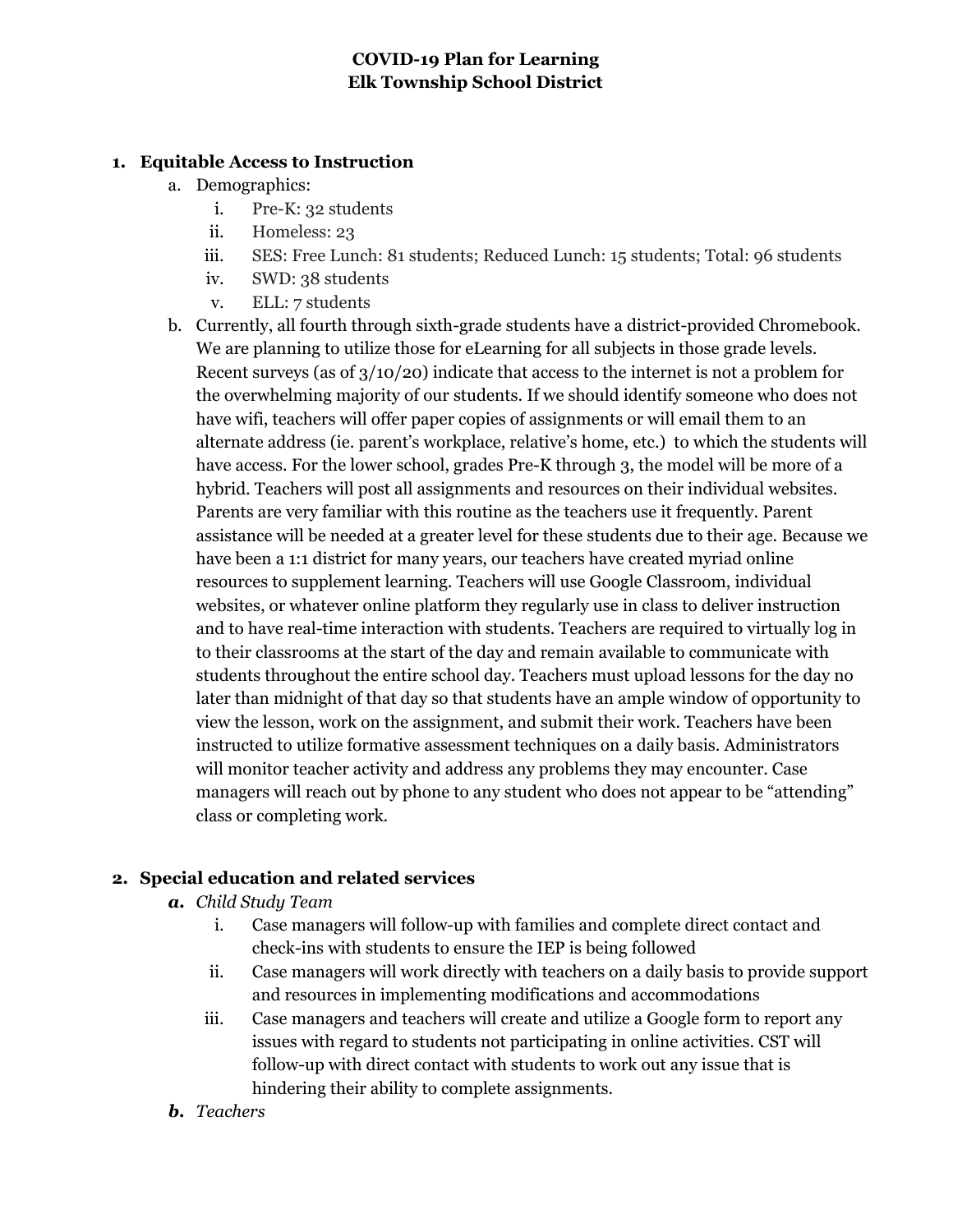# COVID-19 Plan for Learning
# Elk Township School District

1. **Equitable Access to Instruction**
   a. Demographics:
      i. Pre-K: 32 students
      ii. Homeless: 23
      iii. SES: Free Lunch: 81 students; Reduced Lunch: 15 students; Total: 96 students
      iv. SWD: 38 students
      v. ELL: 7 students

   b. Currently, all fourth through sixth-grade students have a district-provided Chromebook. We are planning to utilize those for eLearning for all subjects in those grade levels. Recent surveys (as of 3/10/20) indicate that access to the internet is not a problem for the overwhelming majority of our students. If we should identify someone who does not have wifi, teachers will offer paper copies of assignments or will email them to an alternate address (ie. parent's workplace, relative's home, etc.) to which the students will have access. For the lower school, grades Pre-K through 3, the model will be more of a hybrid. Teachers will post all assignments and resources on their individual websites. Parents are very familiar with this routine as the teachers use it frequently. Parent assistance will be needed at a greater level for these students due to their age. Because we have been a 1:1 district for many years, our teachers have created myriad online resources to supplement learning. Teachers will use Google Classroom, individual websites, or whatever online platform they regularly use in class to deliver instruction and to have real-time interaction with students. Teachers are required to virtually log in to their classrooms at the start of the day and remain available to communicate with students throughout the entire school day. Teachers must upload lessons for the day no later than midnight of that day so that students have an ample window of opportunity to view the lesson, work on the assignment, and submit their work. Teachers have been instructed to utilize formative assessment techniques on a daily basis. Administrators will monitor teacher activity and address any problems they may encounter. Case managers will reach out by phone to any student who does not appear to be "attending" class or completing work.

2. **Special education and related services**
   ***a.*** *Child Study Team*
      i. Case managers will follow-up with families and complete direct contact and check-ins with students to ensure the IEP is being followed
      ii. Case managers will work directly with teachers on a daily basis to provide support and resources in implementing modifications and accommodations
      iii. Case managers and teachers will create and utilize a Google form to report any issues with regard to students not participating in online activities. CST will follow-up with direct contact with students to work out any issue that is hindering their ability to complete assignments.

   ***b.*** *Teachers*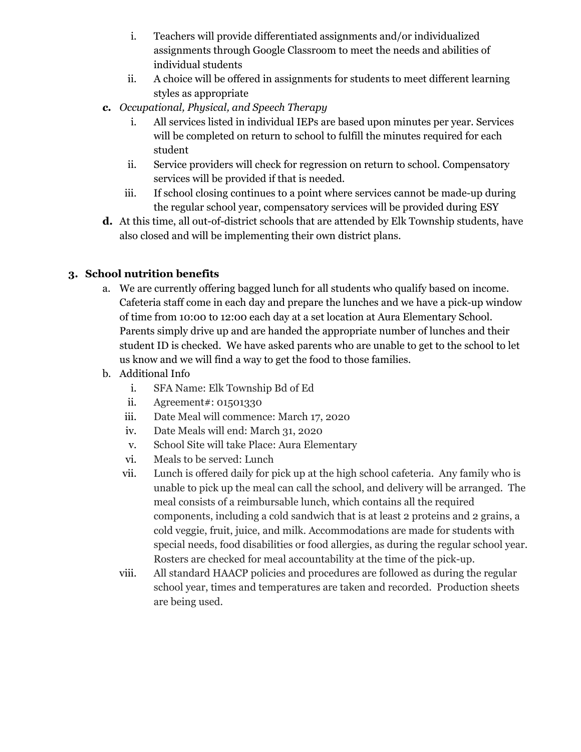i. Teachers will provide differentiated assignments and/or individualized assignments through Google Classroom to meet the needs and abilities of individual students
ii. A choice will be offered in assignments for students to meet different learning styles as appropriate

**c.** *Occupational, Physical, and Speech Therapy*

i. All services listed in individual IEPs are based upon minutes per year. Services will be completed on return to school to fulfill the minutes required for each student
ii. Service providers will check for regression on return to school. Compensatory services will be provided if that is needed.
iii. If school closing continues to a point where services cannot be made-up during the regular school year, compensatory services will be provided during ESY

**d.** At this time, all out-of-district schools that are attended by Elk Township students, have also closed and will be implementing their own district plans.

**3. School nutrition benefits**

a. We are currently offering bagged lunch for all students who qualify based on income. Cafeteria staff come in each day and prepare the lunches and we have a pick-up window of time from 10:00 to 12:00 each day at a set location at Aura Elementary School. Parents simply drive up and are handed the appropriate number of lunches and their student ID is checked. We have asked parents who are unable to get to the school to let us know and we will find a way to get the food to those families.

b. Additional Info

i. SFA Name: Elk Township Bd of Ed
ii. Agreement#: 01501330
iii. Date Meal will commence: March 17, 2020
iv. Date Meals will end: March 31, 2020
v. School Site will take Place: Aura Elementary
vi. Meals to be served: Lunch
vii. Lunch is offered daily for pick up at the high school cafeteria. Any family who is unable to pick up the meal can call the school, and delivery will be arranged. The meal consists of a reimbursable lunch, which contains all the required components, including a cold sandwich that is at least 2 proteins and 2 grains, a cold veggie, fruit, juice, and milk. Accommodations are made for students with special needs, food disabilities or food allergies, as during the regular school year. Rosters are checked for meal accountability at the time of the pick-up.
viii. All standard HAACP policies and procedures are followed as during the regular school year, times and temperatures are taken and recorded. Production sheets are being used.